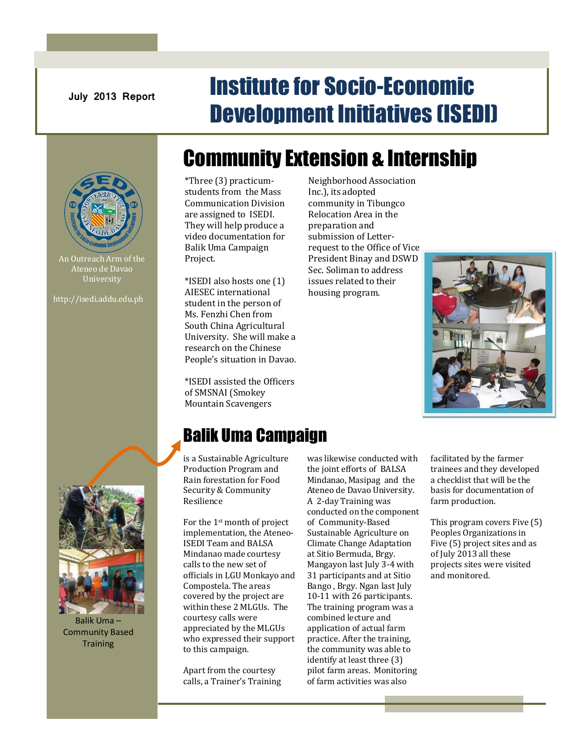July 2013 Report

# Institute for Socio-Economic Development Initiatives (ISEDI)

An Outreach Arm of the Ateneo de Davao University

http://isedi.addu.edu.ph

## Community Extension & Internship

*Three (3) practicum-students from the Mass Communication Division are assigned to ISEDI. They will help produce a video documentation for Balik Uma Campaign Project.

*ISEDI also hosts one (1) AIESEC international student in the person of Ms. Fenzhi Chen from South China Agricultural University. She will make a research on the Chinese People's situation in Davao.

*ISEDI assisted the Officers of SMSNAI (Smokey Mountain Scavengers Neighborhood Association Inc.), its adopted community in Tibungco Relocation Area in the preparation and submission of Letter-request to the Office of Vice President Binay and DSWD Sec. Soliman to address issues related to their housing program.

## Balik Uma Campaign

is a Sustainable Agriculture Production Program and Rain forestation for Food Security & Community Resilience

For the 1st month of project implementation, the Ateneo-ISEDI Team and BALSA Mindanao made courtesy calls to the new set of officials in LGU Monkayo and Compostela. The areas covered by the project are within these 2 MLGUs. The courtesy calls were appreciated by the MLGUs who expressed their support to this campaign.

Apart from the courtesy calls, a Trainer's Training was likewise conducted with the joint efforts of BALSA Mindanao, Masipag and the Ateneo de Davao University. A 2-day Training was conducted on the component of Community-Based Sustainable Agriculture on Climate Change Adaptation at Sitio Bermuda, Brgy. Mangayon last July 3-4 with 31 participants and at Sitio Bango , Brgy. Ngan last July 10-11 with 26 participants. The training program was a combined lecture and application of actual farm practice. After the training, the community was able to identify at least three (3) pilot farm areas. Monitoring of farm activities was also facilitated by the farmer trainees and they developed a checklist that will be the basis for documentation of farm production.

This program covers Five (5) Peoples Organizations in Five (5) project sites and as of July 2013 all these projects sites were visited and monitored.

Balik Uma – Community Based Training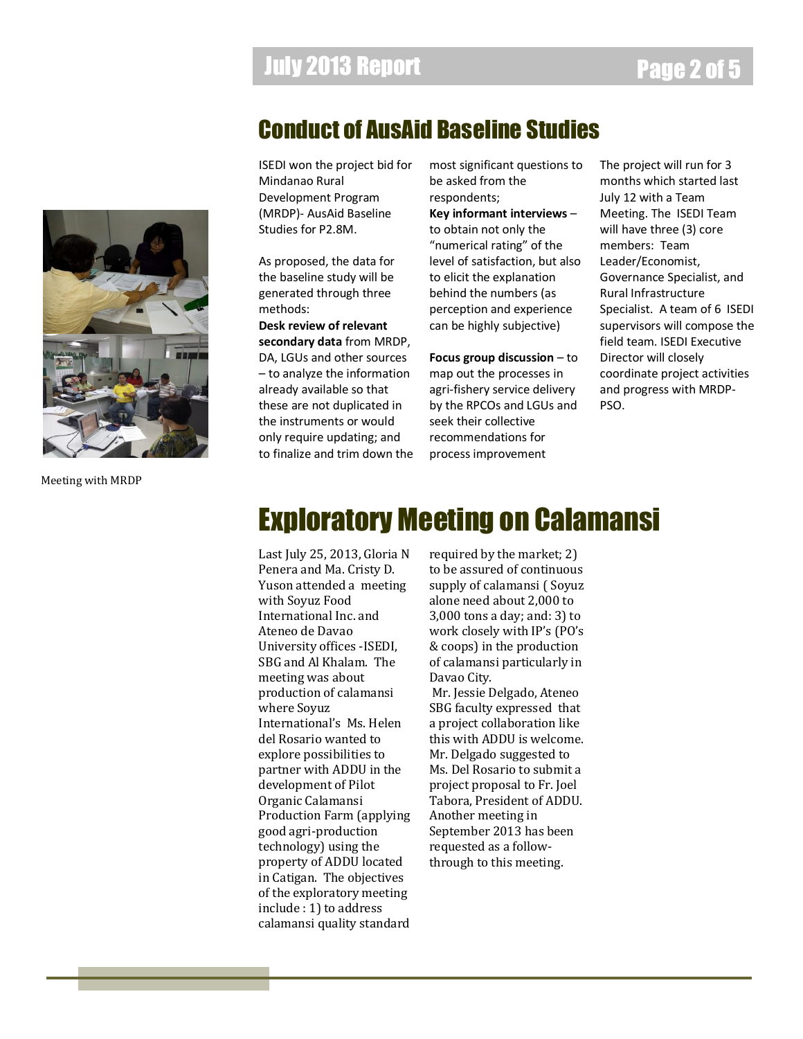## Conduct of AusAid Baseline Studies

ISEDI won the project bid for Mindanao Rural Development Program (MRDP)- AusAid Baseline Studies for P2.8M.

As proposed, the data for the baseline study will be generated through three methods:

**Desk review of relevant secondary data** from MRDP, DA, LGUs and other sources – to analyze the information already available so that these are not duplicated in the instruments or would only require updating; and to finalize and trim down the most significant questions to be asked from the respondents;

**Key informant interviews** – to obtain not only the "numerical rating" of the level of satisfaction, but also to elicit the explanation behind the numbers (as perception and experience can be highly subjective)

**Focus group discussion** – to map out the processes in agri-fishery service delivery by the RPCOs and LGUs and seek their collective recommendations for process improvement

The project will run for 3 months which started last July 12 with a Team Meeting. The ISEDI Team will have three (3) core members: Team Leader/Economist, Governance Specialist, and Rural Infrastructure Specialist. A team of 6 ISEDI supervisors will compose the field team. ISEDI Executive Director will closely coordinate project activities and progress with MRDP-PSO.

Meeting with MRDP

## Exploratory Meeting on Calamansi

Last July 25, 2013, Gloria N Penera and Ma. Cristy D. Yuson attended a meeting with Soyuz Food International Inc. and Ateneo de Davao University offices -ISEDI, SBG and Al Khalam. The meeting was about production of calamansi where Soyuz International's Ms. Helen del Rosario wanted to explore possibilities to partner with ADDU in the development of Pilot Organic Calamansi Production Farm (applying good agri-production technology) using the property of ADDU located in Catigan. The objectives of the exploratory meeting include : 1) to address calamansi quality standard required by the market; 2) to be assured of continuous supply of calamansi ( Soyuz alone need about 2,000 to 3,000 tons a day; and: 3) to work closely with IP's (PO's & coops) in the production of calamansi particularly in Davao City.

Mr. Jessie Delgado, Ateneo SBG faculty expressed that a project collaboration like this with ADDU is welcome. Mr. Delgado suggested to Ms. Del Rosario to submit a project proposal to Fr. Joel Tabora, President of ADDU. Another meeting in September 2013 has been requested as a follow-through to this meeting.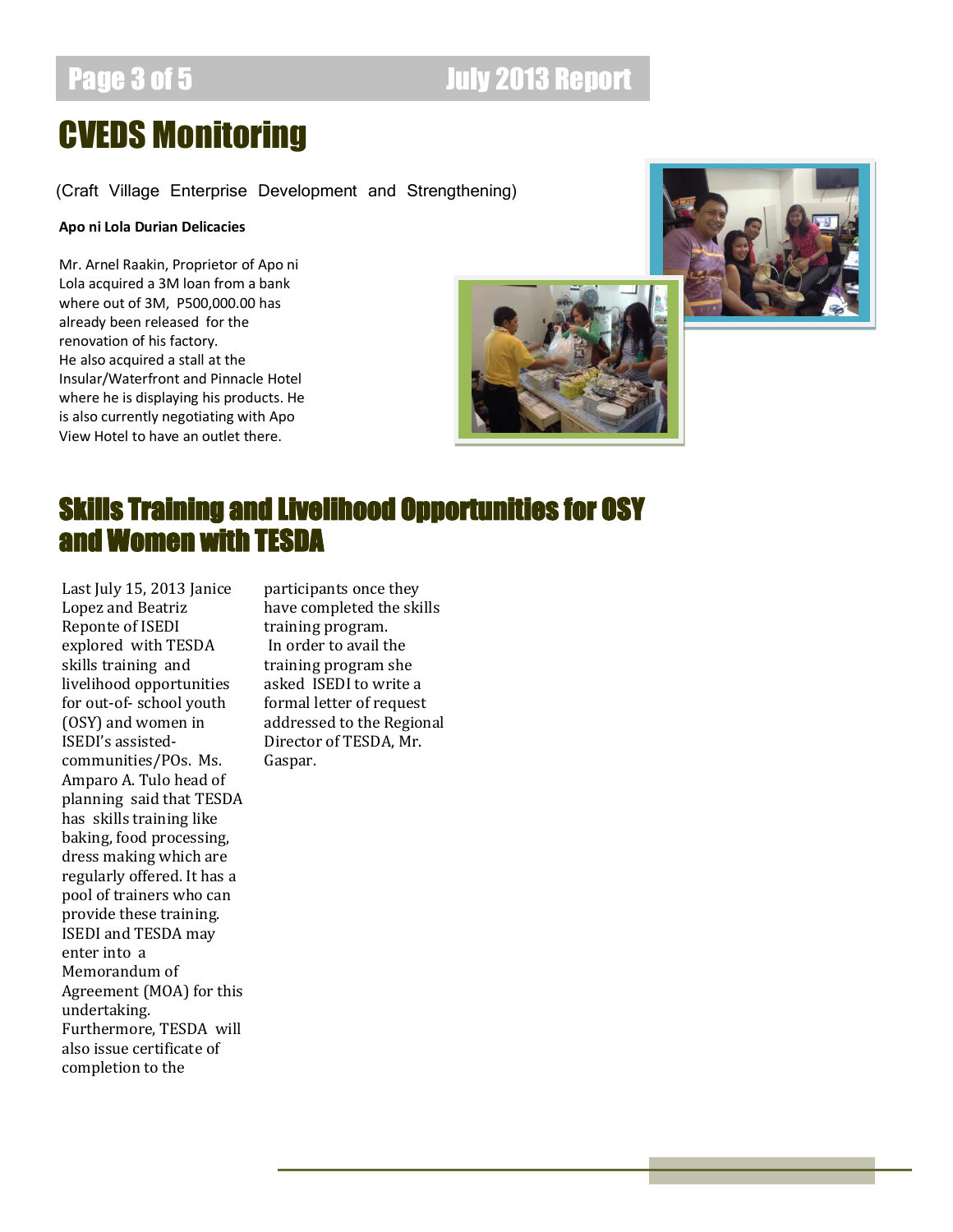# CVEDS Monitoring

(Craft Village Enterprise Development and Strengthening)

**Apo ni Lola Durian Delicacies**

Mr. Arnel Raakin, Proprietor of Apo ni Lola acquired a 3M loan from a bank where out of 3M, P500,000.00 has already been released for the renovation of his factory. He also acquired a stall at the Insular/Waterfront and Pinnacle Hotel where he is displaying his products. He is also currently negotiating with Apo View Hotel to have an outlet there.

# Skills Training and Livelihood Opportunities for OSY and Women with TESDA

Last July 15, 2013 Janice Lopez and Beatriz Reponte of ISEDI explored with TESDA skills training and livelihood opportunities for out-of- school youth (OSY) and women in ISEDI's assisted-communities/POs. Ms. Amparo A. Tulo head of planning said that TESDA has skills training like baking, food processing, dress making which are regularly offered. It has a pool of trainers who can provide these training. ISEDI and TESDA may enter into a Memorandum of Agreement (MOA) for this undertaking. Furthermore, TESDA will also issue certificate of completion to the participants once they have completed the skills training program. In order to avail the training program she asked ISEDI to write a formal letter of request addressed to the Regional Director of TESDA, Mr. Gaspar.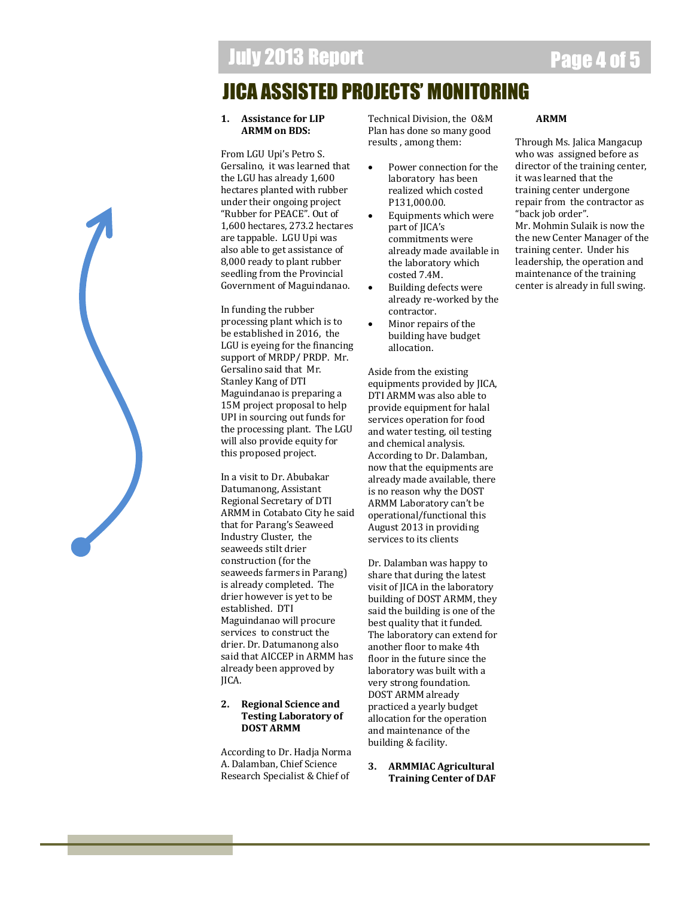# JICA ASSISTED PROJECTS' MONITORING

**1. Assistance for LIP ARMM on BDS:**

From LGU Upi's Petro S. Gersalino, it was learned that the LGU has already 1,600 hectares planted with rubber under their ongoing project "Rubber for PEACE". Out of 1,600 hectares, 273.2 hectares are tappable. LGU Upi was also able to get assistance of 8,000 ready to plant rubber seedling from the Provincial Government of Maguindanao.

In funding the rubber processing plant which is to be established in 2016, the LGU is eyeing for the financing support of MRDP/ PRDP. Mr. Gersalino said that Mr. Stanley Kang of DTI Maguindanao is preparing a 15M project proposal to help UPI in sourcing out funds for the processing plant. The LGU will also provide equity for this proposed project.

In a visit to Dr. Abubakar Datumanong, Assistant Regional Secretary of DTI ARMM in Cotabato City he said that for Parang's Seaweed Industry Cluster, the seaweeds stilt drier construction (for the seaweeds farmers in Parang) is already completed. The drier however is yet to be established. DTI Maguindanao will procure services to construct the drier. Dr. Datumanong also said that AICCEP in ARMM has already been approved by JICA.

**2. Regional Science and Testing Laboratory of DOST ARMM**

According to Dr. Hadja Norma A. Dalamban, Chief Science Research Specialist & Chief of Technical Division, the O&M Plan has done so many good results , among them:

- Power connection for the laboratory has been realized which costed P131,000.00.
- Equipments which were part of JICA's commitments were already made available in the laboratory which costed 7.4M.
- Building defects were already re-worked by the contractor.
- Minor repairs of the building have budget allocation.

Aside from the existing equipments provided by JICA, DTI ARMM was also able to provide equipment for halal services operation for food and water testing, oil testing and chemical analysis. According to Dr. Dalamban, now that the equipments are already made available, there is no reason why the DOST ARMM Laboratory can't be operational/functional this August 2013 in providing services to its clients

Dr. Dalamban was happy to share that during the latest visit of JICA in the laboratory building of DOST ARMM, they said the building is one of the best quality that it funded. The laboratory can extend for another floor to make 4th floor in the future since the laboratory was built with a very strong foundation. DOST ARMM already practiced a yearly budget allocation for the operation and maintenance of the building & facility.

**3. ARMMIAC Agricultural Training Center of DAF ARMM**

Through Ms. Jalica Mangacup who was assigned before as director of the training center, it was learned that the training center undergone repair from the contractor as "back job order".
Mr. Mohmin Sulaik is now the the new Center Manager of the training center. Under his leadership, the operation and maintenance of the training center is already in full swing.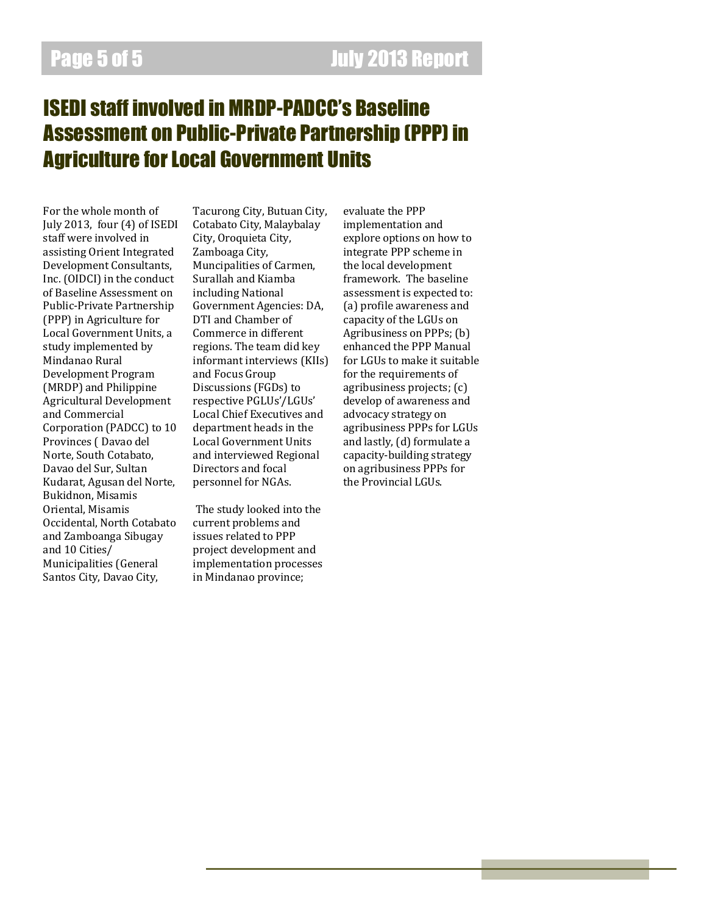# ISEDI staff involved in MRDP-PADCC's Baseline Assessment on Public-Private Partnership (PPP) in Agriculture for Local Government Units

For the whole month of July 2013, four (4) of ISEDI staff were involved in assisting Orient Integrated Development Consultants, Inc. (OIDCI) in the conduct of Baseline Assessment on Public-Private Partnership (PPP) in Agriculture for Local Government Units, a study implemented by Mindanao Rural Development Program (MRDP) and Philippine Agricultural Development and Commercial Corporation (PADCC) to 10 Provinces ( Davao del Norte, South Cotabato, Davao del Sur, Sultan Kudarat, Agusan del Norte, Bukidnon, Misamis Oriental, Misamis Occidental, North Cotabato and Zamboanga Sibugay and 10 Cities/ Municipalities (General Santos City, Davao City, Tacurong City, Butuan City, Cotabato City, Malaybalay City, Oroquieta City, Zamboaga City, Muncipalities of Carmen, Surallah and Kiamba including National Government Agencies: DA, DTI and Chamber of Commerce in different regions. The team did key informant interviews (KIIs) and Focus Group Discussions (FGDs) to respective PGLUs'/LGUs' Local Chief Executives and department heads in the Local Government Units and interviewed Regional Directors and focal personnel for NGAs.

The study looked into the current problems and issues related to PPP project development and implementation processes in Mindanao province; evaluate the PPP implementation and explore options on how to integrate PPP scheme in the local development framework. The baseline assessment is expected to: (a) profile awareness and capacity of the LGUs on Agribusiness on PPPs; (b) enhanced the PPP Manual for LGUs to make it suitable for the requirements of agribusiness projects; (c) develop of awareness and advocacy strategy on agribusiness PPPs for LGUs and lastly, (d) formulate a capacity-building strategy on agribusiness PPPs for the Provincial LGUs.